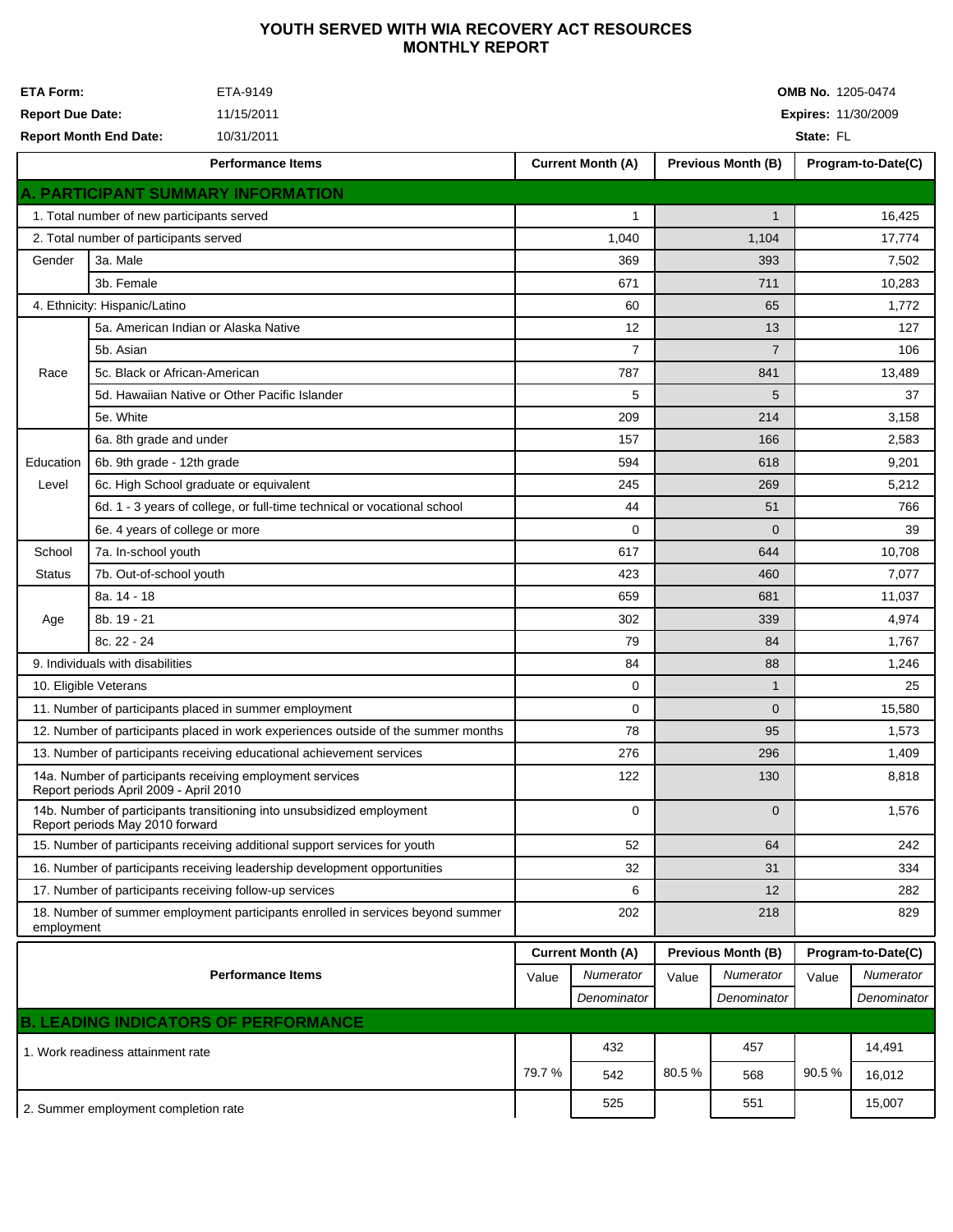# YOUTH SERVED WITH WIA RECOVERY ACT RESOURCES MONTHLY REPORT

**ETA Form:** ETA-9149
**Report Due Date:** 11/15/2011
**Report Month End Date:** 10/31/2011

**OMB No.** 1205-0474
**Expires:** 11/30/2009
**State:** FL

| Performance Items | | Current Month (A) | Previous Month (B) | Program-to-Date(C) |
|---|---|---|---|---|
| **A. PARTICIPANT SUMMARY INFORMATION** | | | | |
| 1. Total number of new participants served | | 1 | 1 | 16,425 |
| 2. Total number of participants served | | 1,040 | 1,104 | 17,774 |
| Gender | 3a. Male | 369 | 393 | 7,502 |
| | 3b. Female | 671 | 711 | 10,283 |
| 4. Ethnicity: Hispanic/Latino | | 60 | 65 | 1,772 |
| Race | 5a. American Indian or Alaska Native | 12 | 13 | 127 |
| | 5b. Asian | 7 | 7 | 106 |
| | 5c. Black or African-American | 787 | 841 | 13,489 |
| | 5d. Hawaiian Native or Other Pacific Islander | 5 | 5 | 37 |
| | 5e. White | 209 | 214 | 3,158 |
| Education Level | 6a. 8th grade and under | 157 | 166 | 2,583 |
| | 6b. 9th grade - 12th grade | 594 | 618 | 9,201 |
| | 6c. High School graduate or equivalent | 245 | 269 | 5,212 |
| | 6d. 1 - 3 years of college, or full-time technical or vocational school | 44 | 51 | 766 |
| | 6e. 4 years of college or more | 0 | 0 | 39 |
| School Status | 7a. In-school youth | 617 | 644 | 10,708 |
| | 7b. Out-of-school youth | 423 | 460 | 7,077 |
| Age | 8a. 14 - 18 | 659 | 681 | 11,037 |
| | 8b. 19 - 21 | 302 | 339 | 4,974 |
| | 8c. 22 - 24 | 79 | 84 | 1,767 |
| 9. Individuals with disabilities | | 84 | 88 | 1,246 |
| 10. Eligible Veterans | | 0 | 1 | 25 |
| 11. Number of participants placed in summer employment | | 0 | 0 | 15,580 |
| 12. Number of participants placed in work experiences outside of the summer months | | 78 | 95 | 1,573 |
| 13. Number of participants receiving educational achievement services | | 276 | 296 | 1,409 |
| 14a. Number of participants receiving employment services Report periods April 2009 - April 2010 | | 122 | 130 | 8,818 |
| 14b. Number of participants transitioning into unsubsidized employment Report periods May 2010 forward | | 0 | 0 | 1,576 |
| 15. Number of participants receiving additional support services for youth | | 52 | 64 | 242 |
| 16. Number of participants receiving leadership development opportunities | | 32 | 31 | 334 |
| 17. Number of participants receiving follow-up services | | 6 | 12 | 282 |
| 18. Number of summer employment participants enrolled in services beyond summer employment | | 202 | 218 | 829 |

| Performance Items | Current Month (A) Value | Current Month (A) Numerator / Denominator | Previous Month (B) Value | Previous Month (B) Numerator / Denominator | Program-to-Date(C) Value | Program-to-Date(C) Numerator / Denominator |
|---|---|---|---|---|---|---|
| **B. LEADING INDICATORS OF PERFORMANCE** | | | | | | |
| 1. Work readiness attainment rate | 79.7 % | 432 / 542 | 80.5 % | 457 / 568 | 90.5 % | 14,491 / 16,012 |
| 2. Summer employment completion rate | | 525 | | 551 | | 15,007 |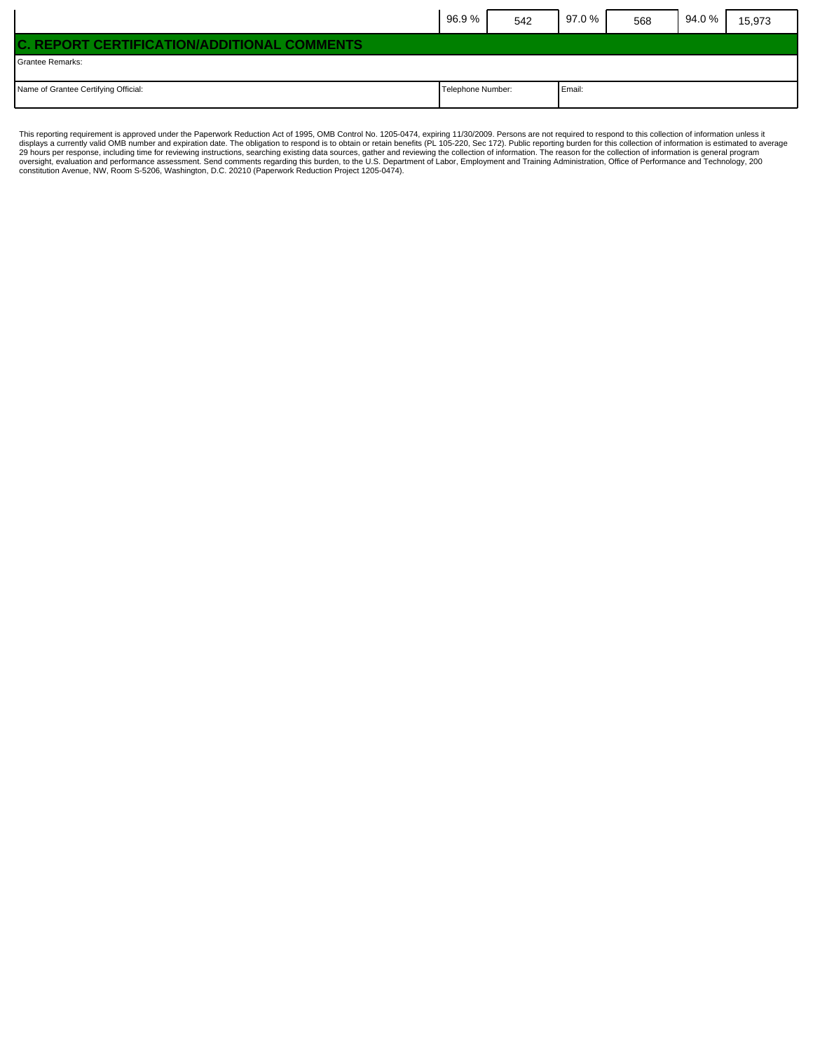| | | | | | | |
|---|---|---|---|---|---|---|
| | 96.9 % | 542 | 97.0 % | 568 | 94.0 % | 15,973 |

## C. REPORT CERTIFICATION/ADDITIONAL COMMENTS

| | | |
|---|---|---|
| Grantee Remarks: | | |
| Name of Grantee Certifying Official: | Telephone Number: | Email: |

This reporting requirement is approved under the Paperwork Reduction Act of 1995, OMB Control No. 1205-0474, expiring 11/30/2009. Persons are not required to respond to this collection of information unless it displays a currently valid OMB number and expiration date. The obligation to respond is to obtain or retain benefits (PL 105-220, Sec 172). Public reporting burden for this collection of information is estimated to average 29 hours per response, including time for reviewing instructions, searching existing data sources, gather and reviewing the collection of information. The reason for the collection of information is general program oversight, evaluation and performance assessment. Send comments regarding this burden, to the U.S. Department of Labor, Employment and Training Administration, Office of Performance and Technology, 200 constitution Avenue, NW, Room S-5206, Washington, D.C. 20210 (Paperwork Reduction Project 1205-0474).